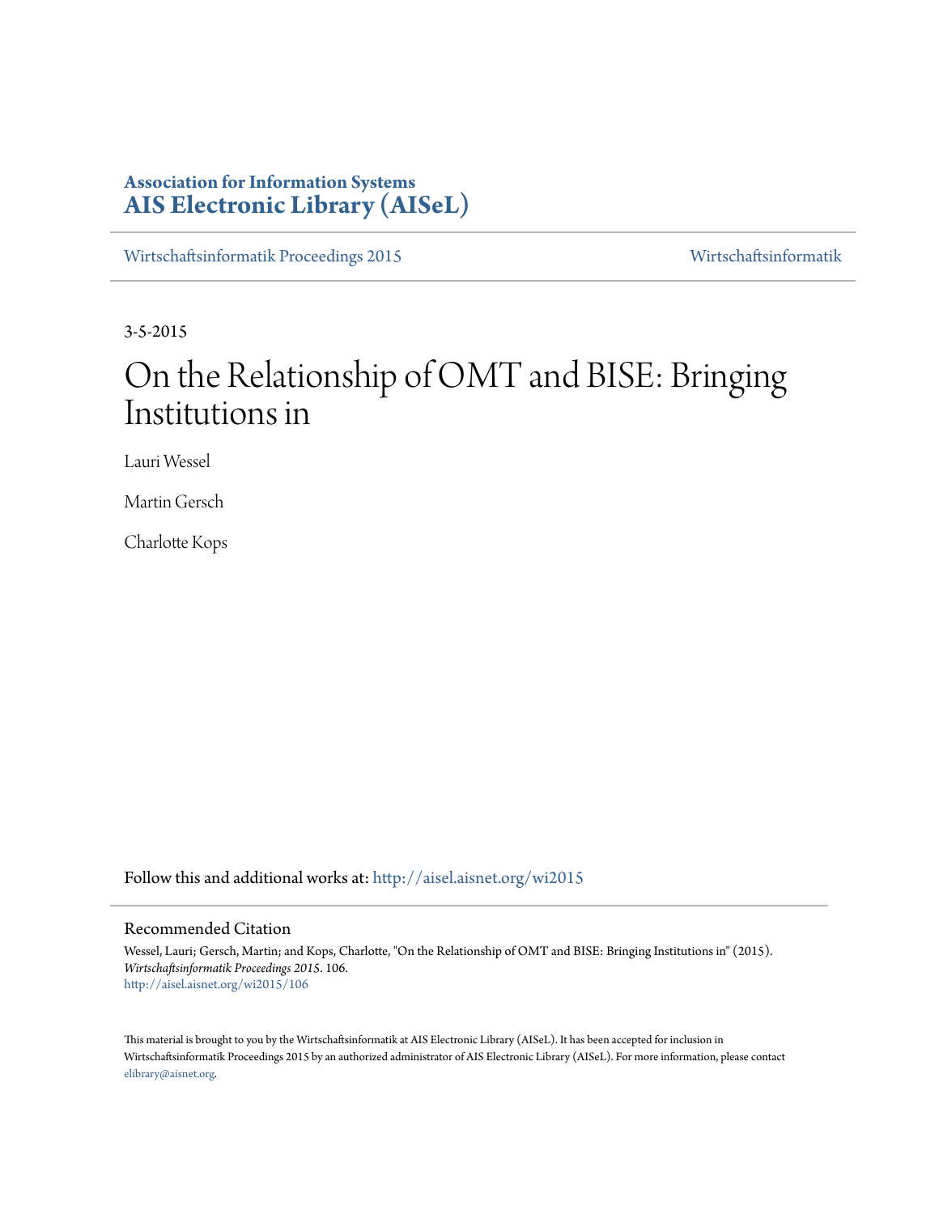**Association for Information Systems**
**AIS Electronic Library (AISeL)**

Wirtschaftsinformatik Proceedings 2015 | Wirtschaftsinformatik

3-5-2015

# On the Relationship of OMT and BISE: Bringing Institutions in

Lauri Wessel

Martin Gersch

Charlotte Kops

Follow this and additional works at: http://aisel.aisnet.org/wi2015

## Recommended Citation

Wessel, Lauri; Gersch, Martin; and Kops, Charlotte, "On the Relationship of OMT and BISE: Bringing Institutions in" (2015). *Wirtschaftsinformatik Proceedings 2015*. 106.
http://aisel.aisnet.org/wi2015/106

This material is brought to you by the Wirtschaftsinformatik at AIS Electronic Library (AISeL). It has been accepted for inclusion in Wirtschaftsinformatik Proceedings 2015 by an authorized administrator of AIS Electronic Library (AISeL). For more information, please contact elibrary@aisnet.org.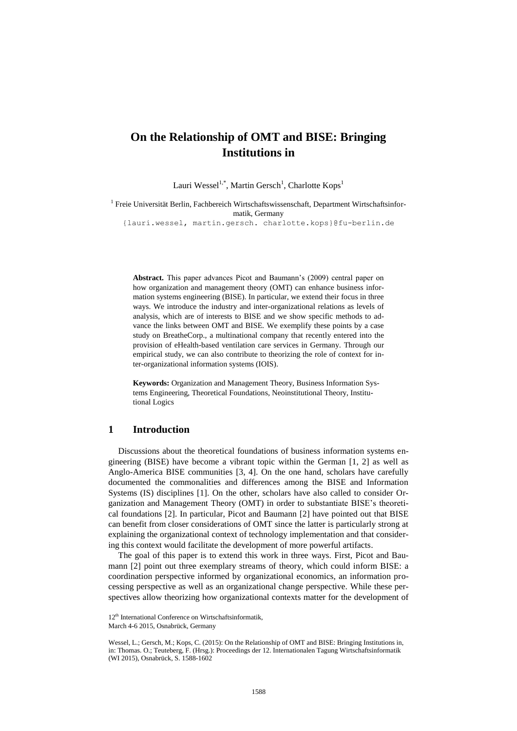# On the Relationship of OMT and BISE: Bringing Institutions in

Lauri Wessel[1,*], Martin Gersch[1], Charlotte Kops[1]

[1] Freie Universität Berlin, Fachbereich Wirtschaftswissenschaft, Department Wirtschaftsinformatik, Germany
{lauri.wessel, martin.gersch. charlotte.kops}@fu-berlin.de

**Abstract.** This paper advances Picot and Baumann's (2009) central paper on how organization and management theory (OMT) can enhance business information systems engineering (BISE). In particular, we extend their focus in three ways. We introduce the industry and inter-organizational relations as levels of analysis, which are of interests to BISE and we show specific methods to advance the links between OMT and BISE. We exemplify these points by a case study on BreatheCorp., a multinational company that recently entered into the provision of eHealth-based ventilation care services in Germany. Through our empirical study, we can also contribute to theorizing the role of context for inter-organizational information systems (IOIS).

**Keywords:** Organization and Management Theory, Business Information Systems Engineering, Theoretical Foundations, Neoinstitutional Theory, Institutional Logics

## 1 Introduction

Discussions about the theoretical foundations of business information systems engineering (BISE) have become a vibrant topic within the German [1, 2] as well as Anglo-America BISE communities [3, 4]. On the one hand, scholars have carefully documented the commonalities and differences among the BISE and Information Systems (IS) disciplines [1]. On the other, scholars have also called to consider Organization and Management Theory (OMT) in order to substantiate BISE's theoretical foundations [2]. In particular, Picot and Baumann [2] have pointed out that BISE can benefit from closer considerations of OMT since the latter is particularly strong at explaining the organizational context of technology implementation and that considering this context would facilitate the development of more powerful artifacts.

The goal of this paper is to extend this work in three ways. First, Picot and Baumann [2] point out three exemplary streams of theory, which could inform BISE: a coordination perspective informed by organizational economics, an information processing perspective as well as an organizational change perspective. While these perspectives allow theorizing how organizational contexts matter for the development of

12th International Conference on Wirtschaftsinformatik,
March 4-6 2015, Osnabrück, Germany

Wessel, L.; Gersch, M.; Kops, C. (2015): On the Relationship of OMT and BISE: Bringing Institutions in, in: Thomas. O.; Teuteberg, F. (Hrsg.): Proceedings der 12. Internationalen Tagung Wirtschaftsinformatik (WI 2015), Osnabrück, S. 1588-1602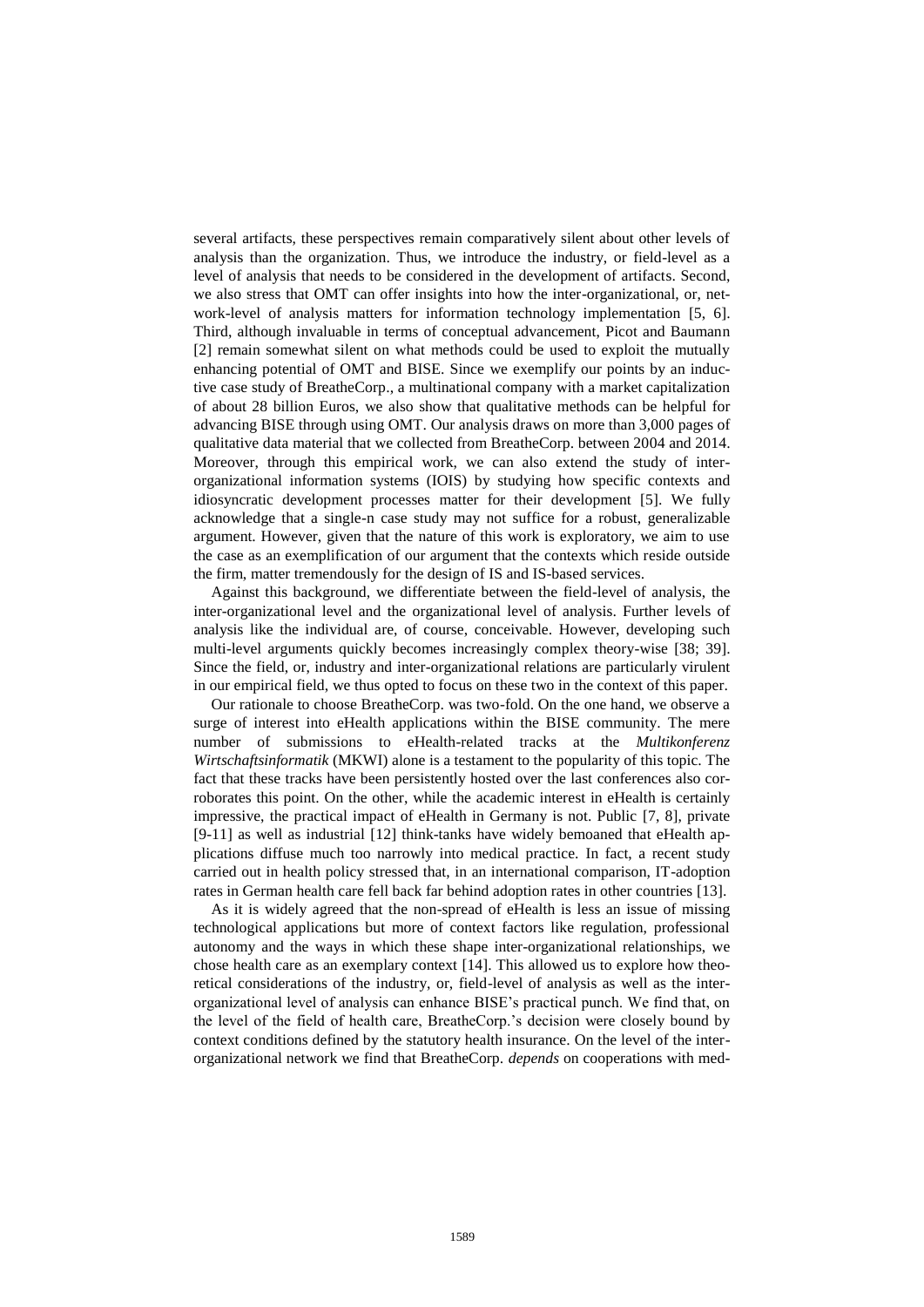several artifacts, these perspectives remain comparatively silent about other levels of analysis than the organization. Thus, we introduce the industry, or field-level as a level of analysis that needs to be considered in the development of artifacts. Second, we also stress that OMT can offer insights into how the inter-organizational, or, network-level of analysis matters for information technology implementation [5, 6]. Third, although invaluable in terms of conceptual advancement, Picot and Baumann [2] remain somewhat silent on what methods could be used to exploit the mutually enhancing potential of OMT and BISE. Since we exemplify our points by an inductive case study of BreatheCorp., a multinational company with a market capitalization of about 28 billion Euros, we also show that qualitative methods can be helpful for advancing BISE through using OMT. Our analysis draws on more than 3,000 pages of qualitative data material that we collected from BreatheCorp. between 2004 and 2014. Moreover, through this empirical work, we can also extend the study of inter-organizational information systems (IOIS) by studying how specific contexts and idiosyncratic development processes matter for their development [5]. We fully acknowledge that a single-n case study may not suffice for a robust, generalizable argument. However, given that the nature of this work is exploratory, we aim to use the case as an exemplification of our argument that the contexts which reside outside the firm, matter tremendously for the design of IS and IS-based services.

Against this background, we differentiate between the field-level of analysis, the inter-organizational level and the organizational level of analysis. Further levels of analysis like the individual are, of course, conceivable. However, developing such multi-level arguments quickly becomes increasingly complex theory-wise [38; 39]. Since the field, or, industry and inter-organizational relations are particularly virulent in our empirical field, we thus opted to focus on these two in the context of this paper.

Our rationale to choose BreatheCorp. was two-fold. On the one hand, we observe a surge of interest into eHealth applications within the BISE community. The mere number of submissions to eHealth-related tracks at the *Multikonferenz Wirtschaftsinformatik* (MKWI) alone is a testament to the popularity of this topic. The fact that these tracks have been persistently hosted over the last conferences also corroborates this point. On the other, while the academic interest in eHealth is certainly impressive, the practical impact of eHealth in Germany is not. Public [7, 8], private [9-11] as well as industrial [12] think-tanks have widely bemoaned that eHealth applications diffuse much too narrowly into medical practice. In fact, a recent study carried out in health policy stressed that, in an international comparison, IT-adoption rates in German health care fell back far behind adoption rates in other countries [13].

As it is widely agreed that the non-spread of eHealth is less an issue of missing technological applications but more of context factors like regulation, professional autonomy and the ways in which these shape inter-organizational relationships, we chose health care as an exemplary context [14]. This allowed us to explore how theoretical considerations of the industry, or, field-level of analysis as well as the inter-organizational level of analysis can enhance BISE's practical punch. We find that, on the level of the field of health care, BreatheCorp.'s decision were closely bound by context conditions defined by the statutory health insurance. On the level of the inter-organizational network we find that BreatheCorp. *depends* on cooperations with med-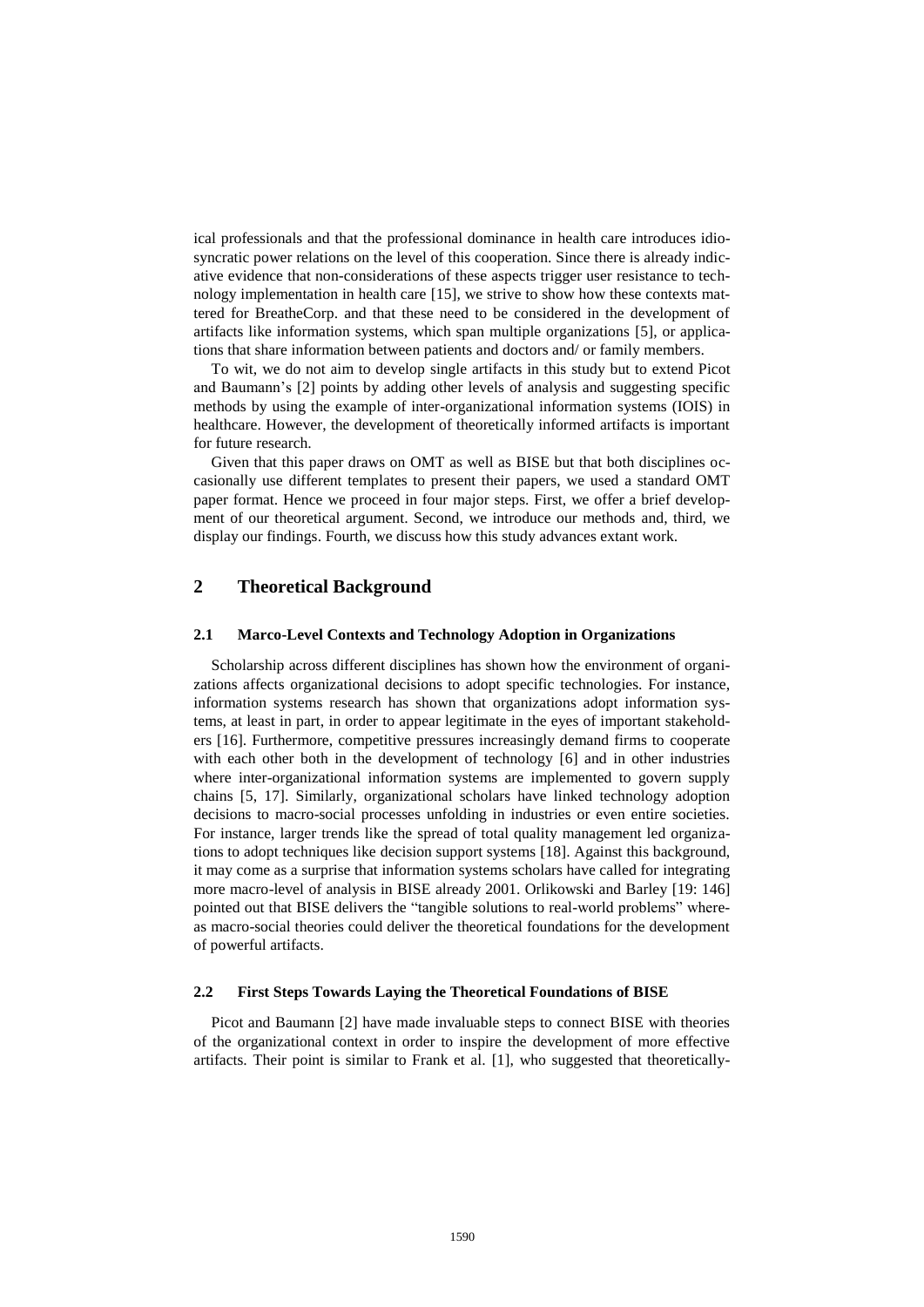ical professionals and that the professional dominance in health care introduces idiosyncratic power relations on the level of this cooperation. Since there is already indicative evidence that non-considerations of these aspects trigger user resistance to technology implementation in health care [15], we strive to show how these contexts mattered for BreatheCorp. and that these need to be considered in the development of artifacts like information systems, which span multiple organizations [5], or applications that share information between patients and doctors and/ or family members.

To wit, we do not aim to develop single artifacts in this study but to extend Picot and Baumann's [2] points by adding other levels of analysis and suggesting specific methods by using the example of inter-organizational information systems (IOIS) in healthcare. However, the development of theoretically informed artifacts is important for future research.

Given that this paper draws on OMT as well as BISE but that both disciplines occasionally use different templates to present their papers, we used a standard OMT paper format. Hence we proceed in four major steps. First, we offer a brief development of our theoretical argument. Second, we introduce our methods and, third, we display our findings. Fourth, we discuss how this study advances extant work.

## 2 Theoretical Background

### 2.1 Marco-Level Contexts and Technology Adoption in Organizations

Scholarship across different disciplines has shown how the environment of organizations affects organizational decisions to adopt specific technologies. For instance, information systems research has shown that organizations adopt information systems, at least in part, in order to appear legitimate in the eyes of important stakeholders [16]. Furthermore, competitive pressures increasingly demand firms to cooperate with each other both in the development of technology [6] and in other industries where inter-organizational information systems are implemented to govern supply chains [5, 17]. Similarly, organizational scholars have linked technology adoption decisions to macro-social processes unfolding in industries or even entire societies. For instance, larger trends like the spread of total quality management led organizations to adopt techniques like decision support systems [18]. Against this background, it may come as a surprise that information systems scholars have called for integrating more macro-level of analysis in BISE already 2001. Orlikowski and Barley [19: 146] pointed out that BISE delivers the "tangible solutions to real-world problems" whereas macro-social theories could deliver the theoretical foundations for the development of powerful artifacts.

### 2.2 First Steps Towards Laying the Theoretical Foundations of BISE

Picot and Baumann [2] have made invaluable steps to connect BISE with theories of the organizational context in order to inspire the development of more effective artifacts. Their point is similar to Frank et al. [1], who suggested that theoretically-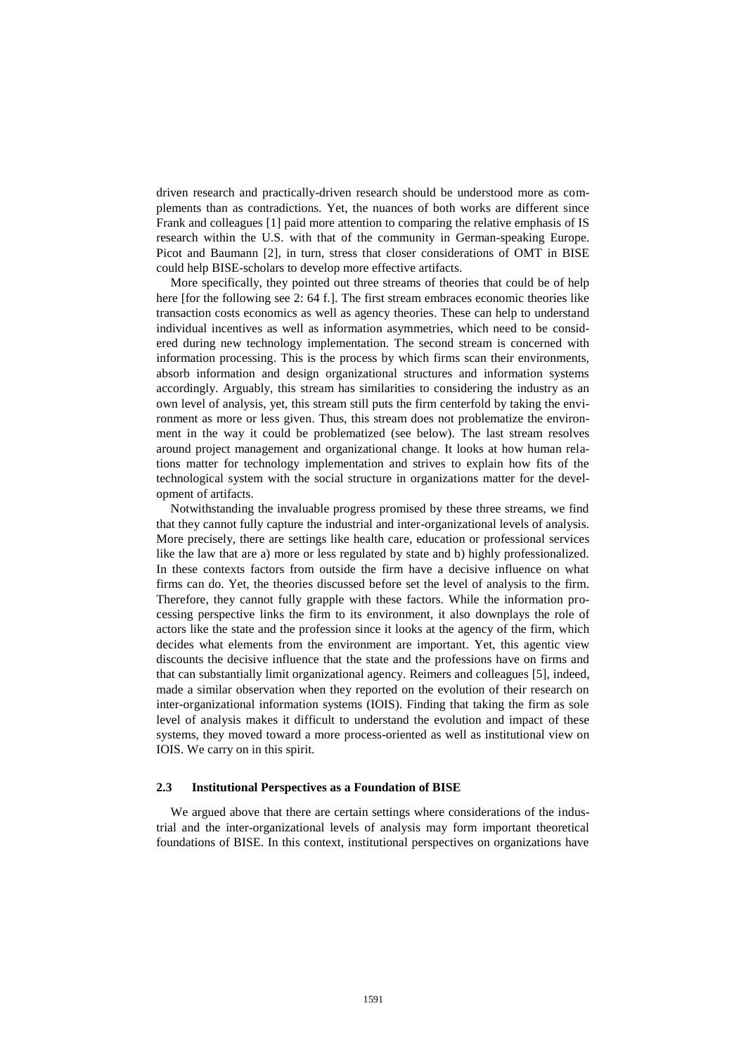driven research and practically-driven research should be understood more as complements than as contradictions. Yet, the nuances of both works are different since Frank and colleagues [1] paid more attention to comparing the relative emphasis of IS research within the U.S. with that of the community in German-speaking Europe. Picot and Baumann [2], in turn, stress that closer considerations of OMT in BISE could help BISE-scholars to develop more effective artifacts.

More specifically, they pointed out three streams of theories that could be of help here [for the following see 2: 64 f.]. The first stream embraces economic theories like transaction costs economics as well as agency theories. These can help to understand individual incentives as well as information asymmetries, which need to be considered during new technology implementation. The second stream is concerned with information processing. This is the process by which firms scan their environments, absorb information and design organizational structures and information systems accordingly. Arguably, this stream has similarities to considering the industry as an own level of analysis, yet, this stream still puts the firm centerfold by taking the environment as more or less given. Thus, this stream does not problematize the environment in the way it could be problematized (see below). The last stream resolves around project management and organizational change. It looks at how human relations matter for technology implementation and strives to explain how fits of the technological system with the social structure in organizations matter for the development of artifacts.

Notwithstanding the invaluable progress promised by these three streams, we find that they cannot fully capture the industrial and inter-organizational levels of analysis. More precisely, there are settings like health care, education or professional services like the law that are a) more or less regulated by state and b) highly professionalized. In these contexts factors from outside the firm have a decisive influence on what firms can do. Yet, the theories discussed before set the level of analysis to the firm. Therefore, they cannot fully grapple with these factors. While the information processing perspective links the firm to its environment, it also downplays the role of actors like the state and the profession since it looks at the agency of the firm, which decides what elements from the environment are important. Yet, this agentic view discounts the decisive influence that the state and the professions have on firms and that can substantially limit organizational agency. Reimers and colleagues [5], indeed, made a similar observation when they reported on the evolution of their research on inter-organizational information systems (IOIS). Finding that taking the firm as sole level of analysis makes it difficult to understand the evolution and impact of these systems, they moved toward a more process-oriented as well as institutional view on IOIS. We carry on in this spirit.

### 2.3 Institutional Perspectives as a Foundation of BISE

We argued above that there are certain settings where considerations of the industrial and the inter-organizational levels of analysis may form important theoretical foundations of BISE. In this context, institutional perspectives on organizations have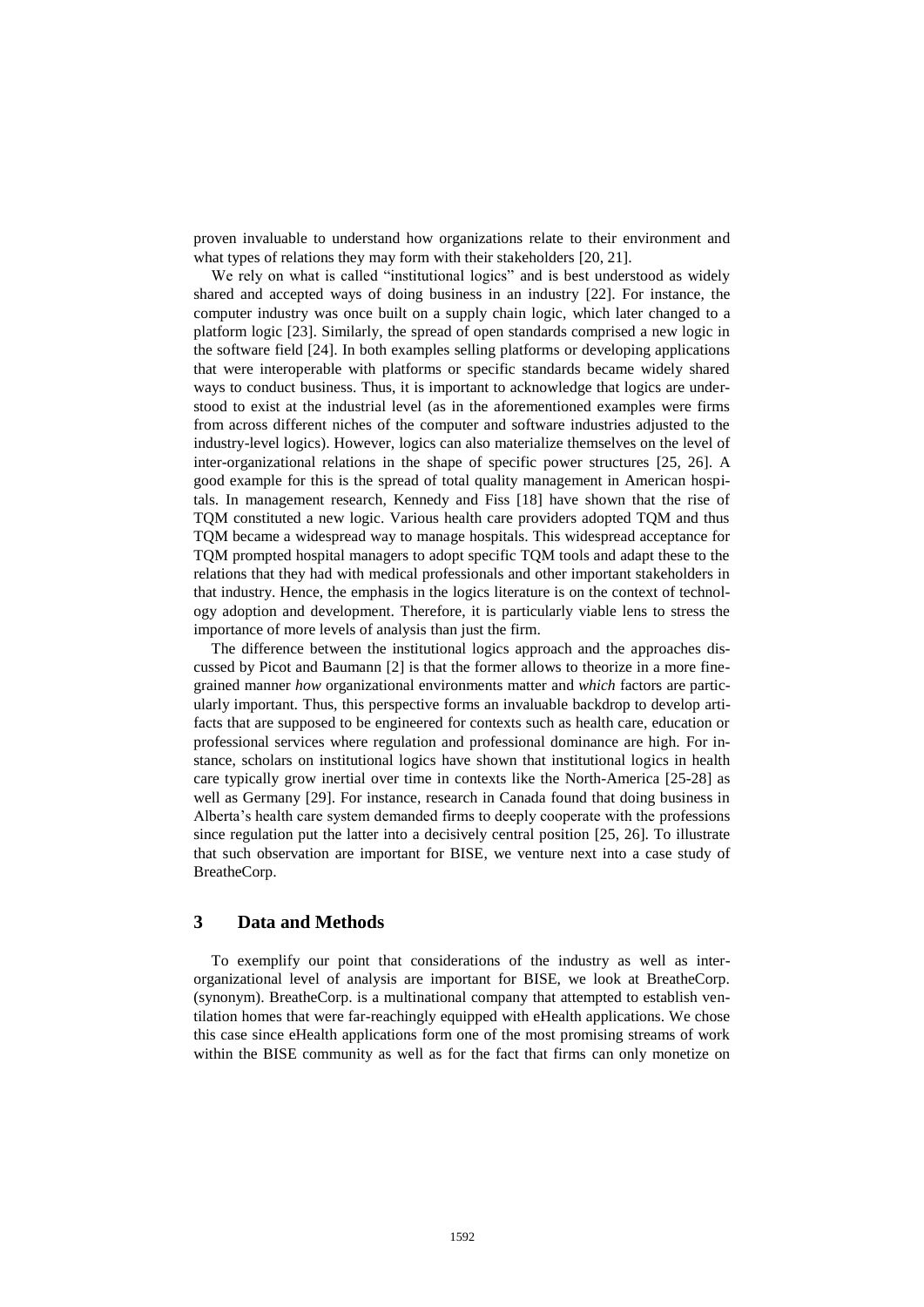proven invaluable to understand how organizations relate to their environment and what types of relations they may form with their stakeholders [20, 21].

We rely on what is called "institutional logics" and is best understood as widely shared and accepted ways of doing business in an industry [22]. For instance, the computer industry was once built on a supply chain logic, which later changed to a platform logic [23]. Similarly, the spread of open standards comprised a new logic in the software field [24]. In both examples selling platforms or developing applications that were interoperable with platforms or specific standards became widely shared ways to conduct business. Thus, it is important to acknowledge that logics are understood to exist at the industrial level (as in the aforementioned examples were firms from across different niches of the computer and software industries adjusted to the industry-level logics). However, logics can also materialize themselves on the level of inter-organizational relations in the shape of specific power structures [25, 26]. A good example for this is the spread of total quality management in American hospitals. In management research, Kennedy and Fiss [18] have shown that the rise of TQM constituted a new logic. Various health care providers adopted TQM and thus TQM became a widespread way to manage hospitals. This widespread acceptance for TQM prompted hospital managers to adopt specific TQM tools and adapt these to the relations that they had with medical professionals and other important stakeholders in that industry. Hence, the emphasis in the logics literature is on the context of technology adoption and development. Therefore, it is particularly viable lens to stress the importance of more levels of analysis than just the firm.

The difference between the institutional logics approach and the approaches discussed by Picot and Baumann [2] is that the former allows to theorize in a more fine-grained manner *how* organizational environments matter and *which* factors are particularly important. Thus, this perspective forms an invaluable backdrop to develop artifacts that are supposed to be engineered for contexts such as health care, education or professional services where regulation and professional dominance are high. For instance, scholars on institutional logics have shown that institutional logics in health care typically grow inertial over time in contexts like the North-America [25-28] as well as Germany [29]. For instance, research in Canada found that doing business in Alberta's health care system demanded firms to deeply cooperate with the professions since regulation put the latter into a decisively central position [25, 26]. To illustrate that such observation are important for BISE, we venture next into a case study of BreatheCorp.

## 3 Data and Methods

To exemplify our point that considerations of the industry as well as inter-organizational level of analysis are important for BISE, we look at BreatheCorp. (synonym). BreatheCorp. is a multinational company that attempted to establish ventilation homes that were far-reachingly equipped with eHealth applications. We chose this case since eHealth applications form one of the most promising streams of work within the BISE community as well as for the fact that firms can only monetize on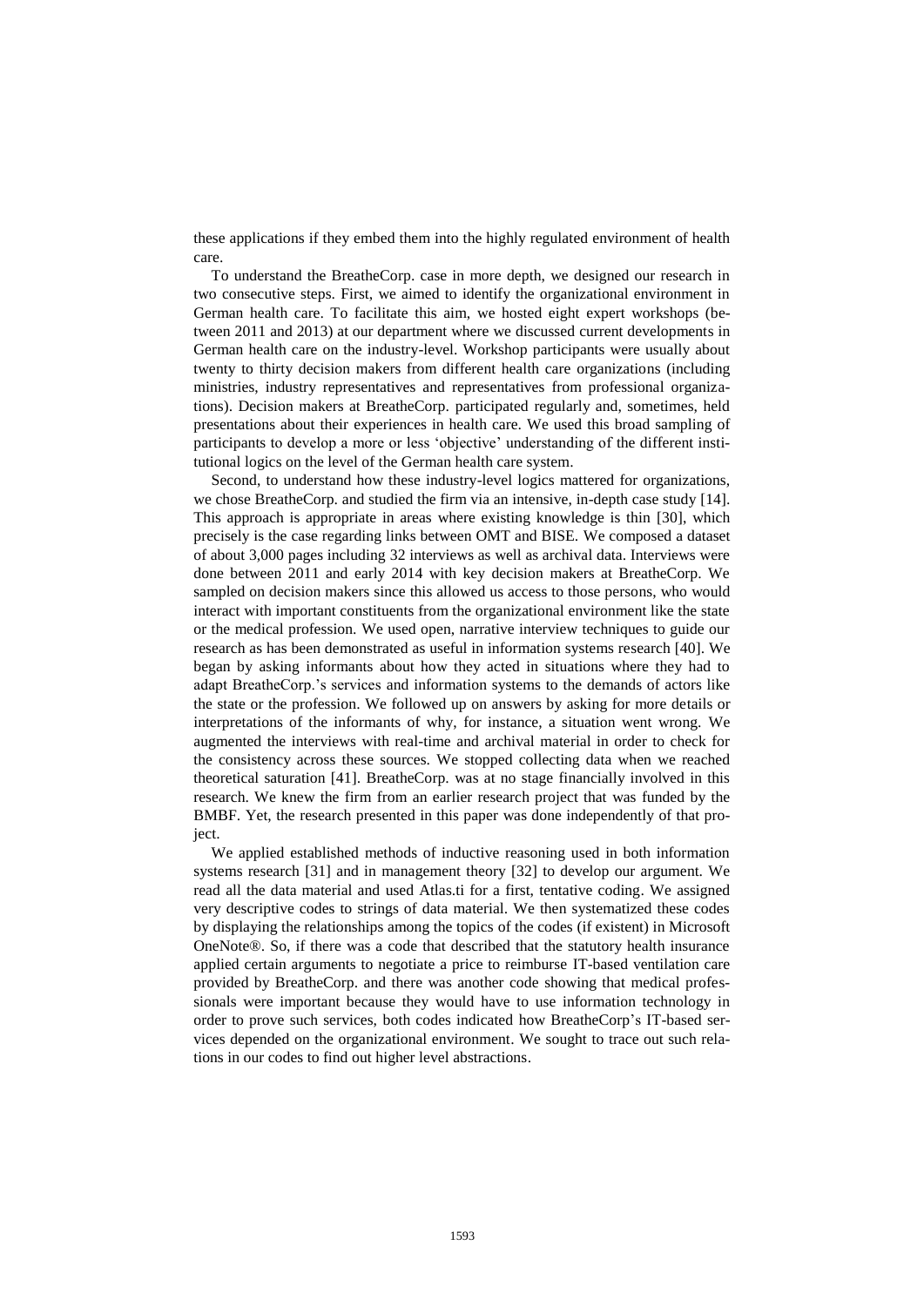these applications if they embed them into the highly regulated environment of health care.

To understand the BreatheCorp. case in more depth, we designed our research in two consecutive steps. First, we aimed to identify the organizational environment in German health care. To facilitate this aim, we hosted eight expert workshops (between 2011 and 2013) at our department where we discussed current developments in German health care on the industry-level. Workshop participants were usually about twenty to thirty decision makers from different health care organizations (including ministries, industry representatives and representatives from professional organizations). Decision makers at BreatheCorp. participated regularly and, sometimes, held presentations about their experiences in health care. We used this broad sampling of participants to develop a more or less 'objective' understanding of the different institutional logics on the level of the German health care system.

Second, to understand how these industry-level logics mattered for organizations, we chose BreatheCorp. and studied the firm via an intensive, in-depth case study [14]. This approach is appropriate in areas where existing knowledge is thin [30], which precisely is the case regarding links between OMT and BISE. We composed a dataset of about 3,000 pages including 32 interviews as well as archival data. Interviews were done between 2011 and early 2014 with key decision makers at BreatheCorp. We sampled on decision makers since this allowed us access to those persons, who would interact with important constituents from the organizational environment like the state or the medical profession. We used open, narrative interview techniques to guide our research as has been demonstrated as useful in information systems research [40]. We began by asking informants about how they acted in situations where they had to adapt BreatheCorp.'s services and information systems to the demands of actors like the state or the profession. We followed up on answers by asking for more details or interpretations of the informants of why, for instance, a situation went wrong. We augmented the interviews with real-time and archival material in order to check for the consistency across these sources. We stopped collecting data when we reached theoretical saturation [41]. BreatheCorp. was at no stage financially involved in this research. We knew the firm from an earlier research project that was funded by the BMBF. Yet, the research presented in this paper was done independently of that project.

We applied established methods of inductive reasoning used in both information systems research [31] and in management theory [32] to develop our argument. We read all the data material and used Atlas.ti for a first, tentative coding. We assigned very descriptive codes to strings of data material. We then systematized these codes by displaying the relationships among the topics of the codes (if existent) in Microsoft OneNote®. So, if there was a code that described that the statutory health insurance applied certain arguments to negotiate a price to reimburse IT-based ventilation care provided by BreatheCorp. and there was another code showing that medical professionals were important because they would have to use information technology in order to prove such services, both codes indicated how BreatheCorp's IT-based services depended on the organizational environment. We sought to trace out such relations in our codes to find out higher level abstractions.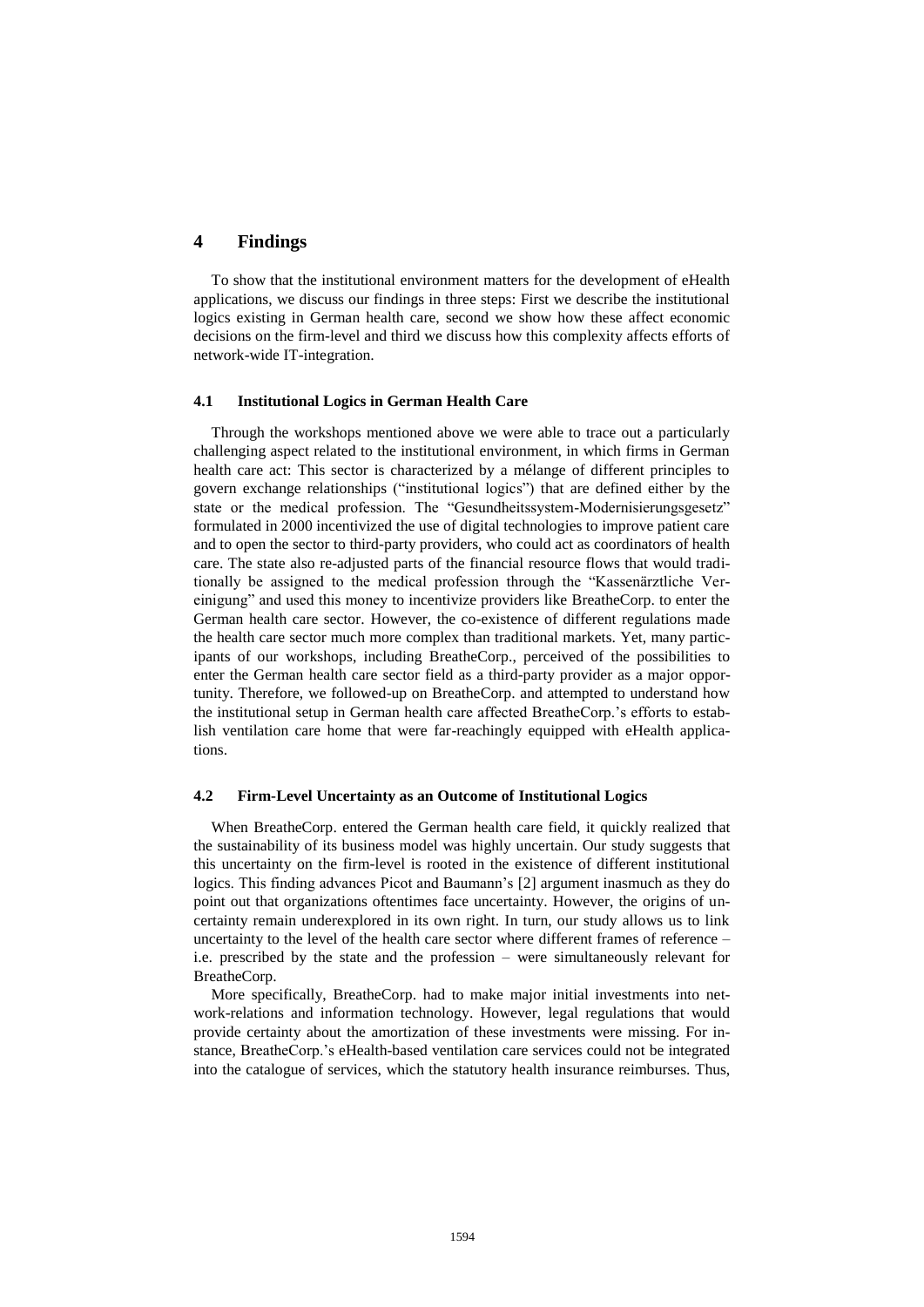## 4 Findings

To show that the institutional environment matters for the development of eHealth applications, we discuss our findings in three steps: First we describe the institutional logics existing in German health care, second we show how these affect economic decisions on the firm-level and third we discuss how this complexity affects efforts of network-wide IT-integration.

### 4.1 Institutional Logics in German Health Care

Through the workshops mentioned above we were able to trace out a particularly challenging aspect related to the institutional environment, in which firms in German health care act: This sector is characterized by a mélange of different principles to govern exchange relationships ("institutional logics") that are defined either by the state or the medical profession. The "Gesundheitssystem-Modernisierungsgesetz" formulated in 2000 incentivized the use of digital technologies to improve patient care and to open the sector to third-party providers, who could act as coordinators of health care. The state also re-adjusted parts of the financial resource flows that would traditionally be assigned to the medical profession through the "Kassenärztliche Vereinigung" and used this money to incentivize providers like BreatheCorp. to enter the German health care sector. However, the co-existence of different regulations made the health care sector much more complex than traditional markets. Yet, many participants of our workshops, including BreatheCorp., perceived of the possibilities to enter the German health care sector field as a third-party provider as a major opportunity. Therefore, we followed-up on BreatheCorp. and attempted to understand how the institutional setup in German health care affected BreatheCorp.'s efforts to establish ventilation care home that were far-reachingly equipped with eHealth applications.

### 4.2 Firm-Level Uncertainty as an Outcome of Institutional Logics

When BreatheCorp. entered the German health care field, it quickly realized that the sustainability of its business model was highly uncertain. Our study suggests that this uncertainty on the firm-level is rooted in the existence of different institutional logics. This finding advances Picot and Baumann's [2] argument inasmuch as they do point out that organizations oftentimes face uncertainty. However, the origins of uncertainty remain underexplored in its own right. In turn, our study allows us to link uncertainty to the level of the health care sector where different frames of reference – i.e. prescribed by the state and the profession – were simultaneously relevant for BreatheCorp.

More specifically, BreatheCorp. had to make major initial investments into network-relations and information technology. However, legal regulations that would provide certainty about the amortization of these investments were missing. For instance, BreatheCorp.'s eHealth-based ventilation care services could not be integrated into the catalogue of services, which the statutory health insurance reimburses. Thus,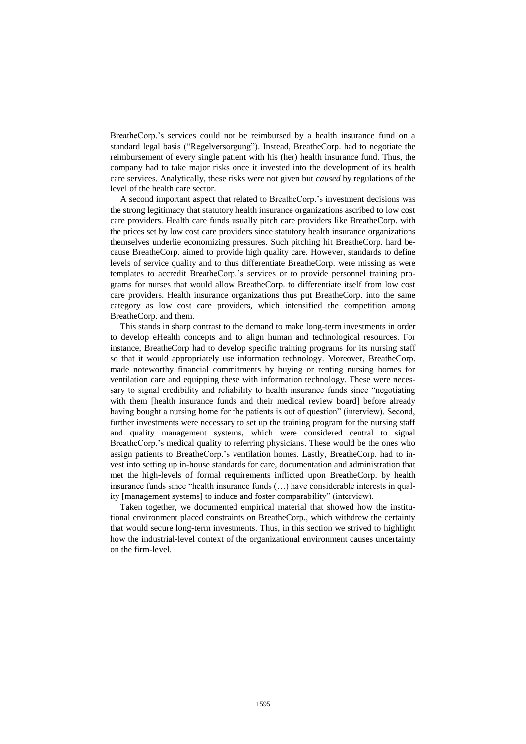BreatheCorp.'s services could not be reimbursed by a health insurance fund on a standard legal basis ("Regelversorgung"). Instead, BreatheCorp. had to negotiate the reimbursement of every single patient with his (her) health insurance fund. Thus, the company had to take major risks once it invested into the development of its health care services. Analytically, these risks were not given but *caused* by regulations of the level of the health care sector.

A second important aspect that related to BreatheCorp.'s investment decisions was the strong legitimacy that statutory health insurance organizations ascribed to low cost care providers. Health care funds usually pitch care providers like BreatheCorp. with the prices set by low cost care providers since statutory health insurance organizations themselves underlie economizing pressures. Such pitching hit BreatheCorp. hard because BreatheCorp. aimed to provide high quality care. However, standards to define levels of service quality and to thus differentiate BreatheCorp. were missing as were templates to accredit BreatheCorp.'s services or to provide personnel training programs for nurses that would allow BreatheCorp. to differentiate itself from low cost care providers. Health insurance organizations thus put BreatheCorp. into the same category as low cost care providers, which intensified the competition among BreatheCorp. and them.

This stands in sharp contrast to the demand to make long-term investments in order to develop eHealth concepts and to align human and technological resources. For instance, BreatheCorp had to develop specific training programs for its nursing staff so that it would appropriately use information technology. Moreover, BreatheCorp. made noteworthy financial commitments by buying or renting nursing homes for ventilation care and equipping these with information technology. These were necessary to signal credibility and reliability to health insurance funds since "negotiating with them [health insurance funds and their medical review board] before already having bought a nursing home for the patients is out of question" (interview). Second, further investments were necessary to set up the training program for the nursing staff and quality management systems, which were considered central to signal BreatheCorp.'s medical quality to referring physicians. These would be the ones who assign patients to BreatheCorp.'s ventilation homes. Lastly, BreatheCorp. had to invest into setting up in-house standards for care, documentation and administration that met the high-levels of formal requirements inflicted upon BreatheCorp. by health insurance funds since "health insurance funds (…) have considerable interests in quality [management systems] to induce and foster comparability" (interview).

Taken together, we documented empirical material that showed how the institutional environment placed constraints on BreatheCorp., which withdrew the certainty that would secure long-term investments. Thus, in this section we strived to highlight how the industrial-level context of the organizational environment causes uncertainty on the firm-level.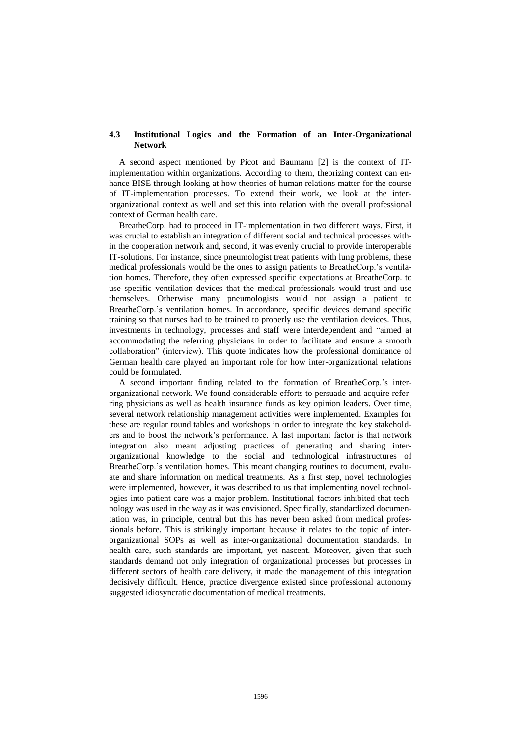### 4.3 Institutional Logics and the Formation of an Inter-Organizational Network

A second aspect mentioned by Picot and Baumann [2] is the context of IT-implementation within organizations. According to them, theorizing context can enhance BISE through looking at how theories of human relations matter for the course of IT-implementation processes. To extend their work, we look at the inter-organizational context as well and set this into relation with the overall professional context of German health care.

BreatheCorp. had to proceed in IT-implementation in two different ways. First, it was crucial to establish an integration of different social and technical processes within the cooperation network and, second, it was evenly crucial to provide interoperable IT-solutions. For instance, since pneumologist treat patients with lung problems, these medical professionals would be the ones to assign patients to BreatheCorp.'s ventilation homes. Therefore, they often expressed specific expectations at BreatheCorp. to use specific ventilation devices that the medical professionals would trust and use themselves. Otherwise many pneumologists would not assign a patient to BreatheCorp.'s ventilation homes. In accordance, specific devices demand specific training so that nurses had to be trained to properly use the ventilation devices. Thus, investments in technology, processes and staff were interdependent and "aimed at accommodating the referring physicians in order to facilitate and ensure a smooth collaboration" (interview). This quote indicates how the professional dominance of German health care played an important role for how inter-organizational relations could be formulated.

A second important finding related to the formation of BreatheCorp.'s inter-organizational network. We found considerable efforts to persuade and acquire referring physicians as well as health insurance funds as key opinion leaders. Over time, several network relationship management activities were implemented. Examples for these are regular round tables and workshops in order to integrate the key stakeholders and to boost the network's performance. A last important factor is that network integration also meant adjusting practices of generating and sharing inter-organizational knowledge to the social and technological infrastructures of BreatheCorp.'s ventilation homes. This meant changing routines to document, evaluate and share information on medical treatments. As a first step, novel technologies were implemented, however, it was described to us that implementing novel technologies into patient care was a major problem. Institutional factors inhibited that technology was used in the way as it was envisioned. Specifically, standardized documentation was, in principle, central but this has never been asked from medical professionals before. This is strikingly important because it relates to the topic of inter-organizational SOPs as well as inter-organizational documentation standards. In health care, such standards are important, yet nascent. Moreover, given that such standards demand not only integration of organizational processes but processes in different sectors of health care delivery, it made the management of this integration decisively difficult. Hence, practice divergence existed since professional autonomy suggested idiosyncratic documentation of medical treatments.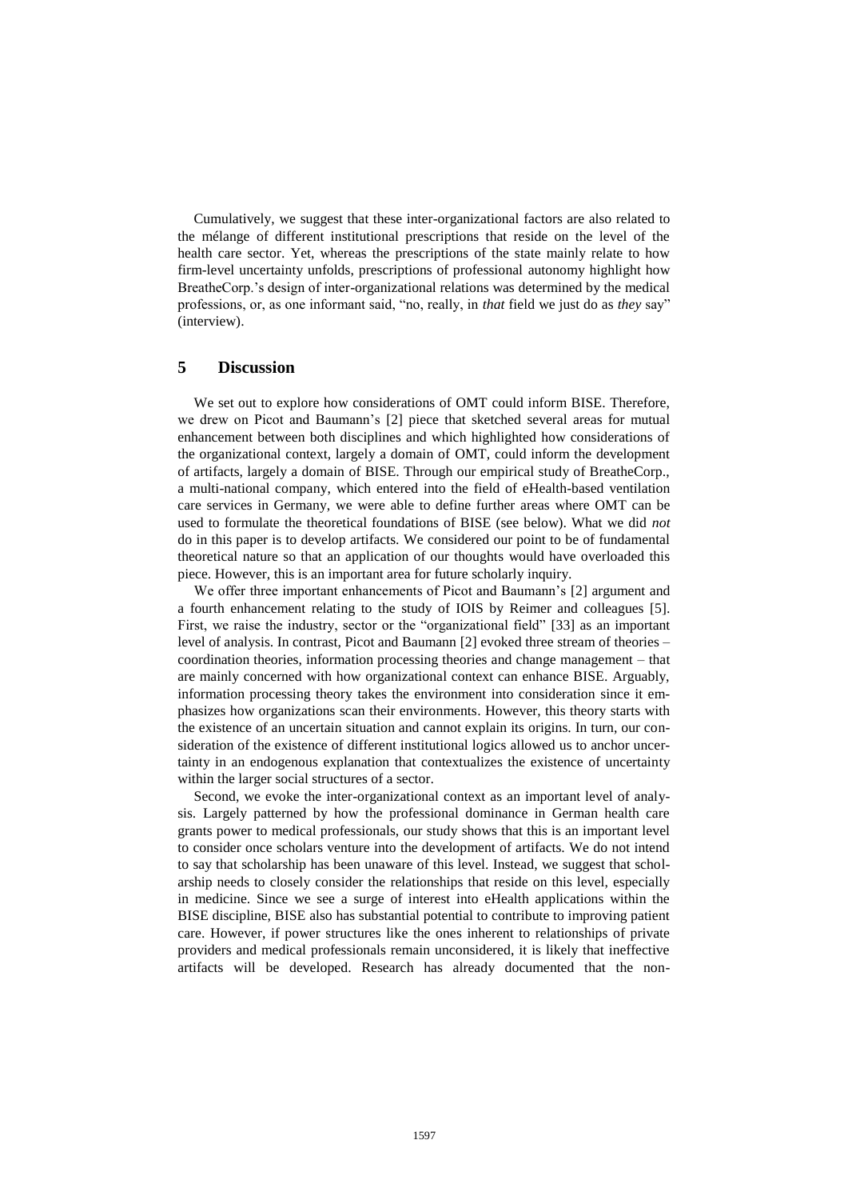Cumulatively, we suggest that these inter-organizational factors are also related to the mélange of different institutional prescriptions that reside on the level of the health care sector. Yet, whereas the prescriptions of the state mainly relate to how firm-level uncertainty unfolds, prescriptions of professional autonomy highlight how BreatheCorp.'s design of inter-organizational relations was determined by the medical professions, or, as one informant said, "no, really, in *that* field we just do as *they* say" (interview).

## 5 Discussion

We set out to explore how considerations of OMT could inform BISE. Therefore, we drew on Picot and Baumann's [2] piece that sketched several areas for mutual enhancement between both disciplines and which highlighted how considerations of the organizational context, largely a domain of OMT, could inform the development of artifacts, largely a domain of BISE. Through our empirical study of BreatheCorp., a multi-national company, which entered into the field of eHealth-based ventilation care services in Germany, we were able to define further areas where OMT can be used to formulate the theoretical foundations of BISE (see below). What we did *not* do in this paper is to develop artifacts. We considered our point to be of fundamental theoretical nature so that an application of our thoughts would have overloaded this piece. However, this is an important area for future scholarly inquiry.

We offer three important enhancements of Picot and Baumann's [2] argument and a fourth enhancement relating to the study of IOIS by Reimer and colleagues [5]. First, we raise the industry, sector or the "organizational field" [33] as an important level of analysis. In contrast, Picot and Baumann [2] evoked three stream of theories – coordination theories, information processing theories and change management – that are mainly concerned with how organizational context can enhance BISE. Arguably, information processing theory takes the environment into consideration since it emphasizes how organizations scan their environments. However, this theory starts with the existence of an uncertain situation and cannot explain its origins. In turn, our consideration of the existence of different institutional logics allowed us to anchor uncertainty in an endogenous explanation that contextualizes the existence of uncertainty within the larger social structures of a sector.

Second, we evoke the inter-organizational context as an important level of analysis. Largely patterned by how the professional dominance in German health care grants power to medical professionals, our study shows that this is an important level to consider once scholars venture into the development of artifacts. We do not intend to say that scholarship has been unaware of this level. Instead, we suggest that scholarship needs to closely consider the relationships that reside on this level, especially in medicine. Since we see a surge of interest into eHealth applications within the BISE discipline, BISE also has substantial potential to contribute to improving patient care. However, if power structures like the ones inherent to relationships of private providers and medical professionals remain unconsidered, it is likely that ineffective artifacts will be developed. Research has already documented that the non-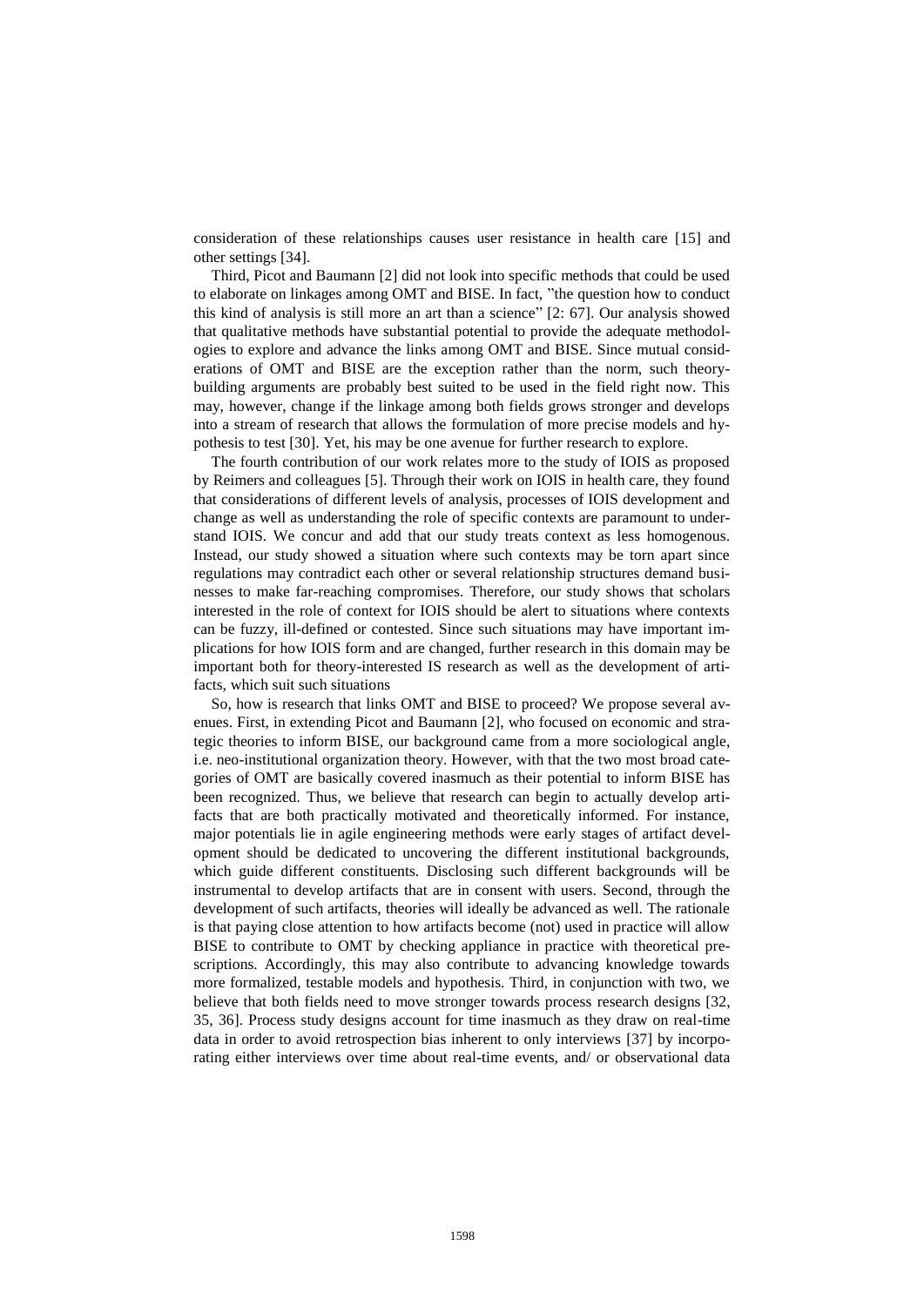consideration of these relationships causes user resistance in health care [15] and other settings [34].

Third, Picot and Baumann [2] did not look into specific methods that could be used to elaborate on linkages among OMT and BISE. In fact, "the question how to conduct this kind of analysis is still more an art than a science" [2: 67]. Our analysis showed that qualitative methods have substantial potential to provide the adequate methodologies to explore and advance the links among OMT and BISE. Since mutual considerations of OMT and BISE are the exception rather than the norm, such theory-building arguments are probably best suited to be used in the field right now. This may, however, change if the linkage among both fields grows stronger and develops into a stream of research that allows the formulation of more precise models and hypothesis to test [30]. Yet, his may be one avenue for further research to explore.

The fourth contribution of our work relates more to the study of IOIS as proposed by Reimers and colleagues [5]. Through their work on IOIS in health care, they found that considerations of different levels of analysis, processes of IOIS development and change as well as understanding the role of specific contexts are paramount to understand IOIS. We concur and add that our study treats context as less homogenous. Instead, our study showed a situation where such contexts may be torn apart since regulations may contradict each other or several relationship structures demand businesses to make far-reaching compromises. Therefore, our study shows that scholars interested in the role of context for IOIS should be alert to situations where contexts can be fuzzy, ill-defined or contested. Since such situations may have important implications for how IOIS form and are changed, further research in this domain may be important both for theory-interested IS research as well as the development of artifacts, which suit such situations

So, how is research that links OMT and BISE to proceed? We propose several avenues. First, in extending Picot and Baumann [2], who focused on economic and strategic theories to inform BISE, our background came from a more sociological angle, i.e. neo-institutional organization theory. However, with that the two most broad categories of OMT are basically covered inasmuch as their potential to inform BISE has been recognized. Thus, we believe that research can begin to actually develop artifacts that are both practically motivated and theoretically informed. For instance, major potentials lie in agile engineering methods were early stages of artifact development should be dedicated to uncovering the different institutional backgrounds, which guide different constituents. Disclosing such different backgrounds will be instrumental to develop artifacts that are in consent with users. Second, through the development of such artifacts, theories will ideally be advanced as well. The rationale is that paying close attention to how artifacts become (not) used in practice will allow BISE to contribute to OMT by checking appliance in practice with theoretical prescriptions. Accordingly, this may also contribute to advancing knowledge towards more formalized, testable models and hypothesis. Third, in conjunction with two, we believe that both fields need to move stronger towards process research designs [32, 35, 36]. Process study designs account for time inasmuch as they draw on real-time data in order to avoid retrospection bias inherent to only interviews [37] by incorporating either interviews over time about real-time events, and/ or observational data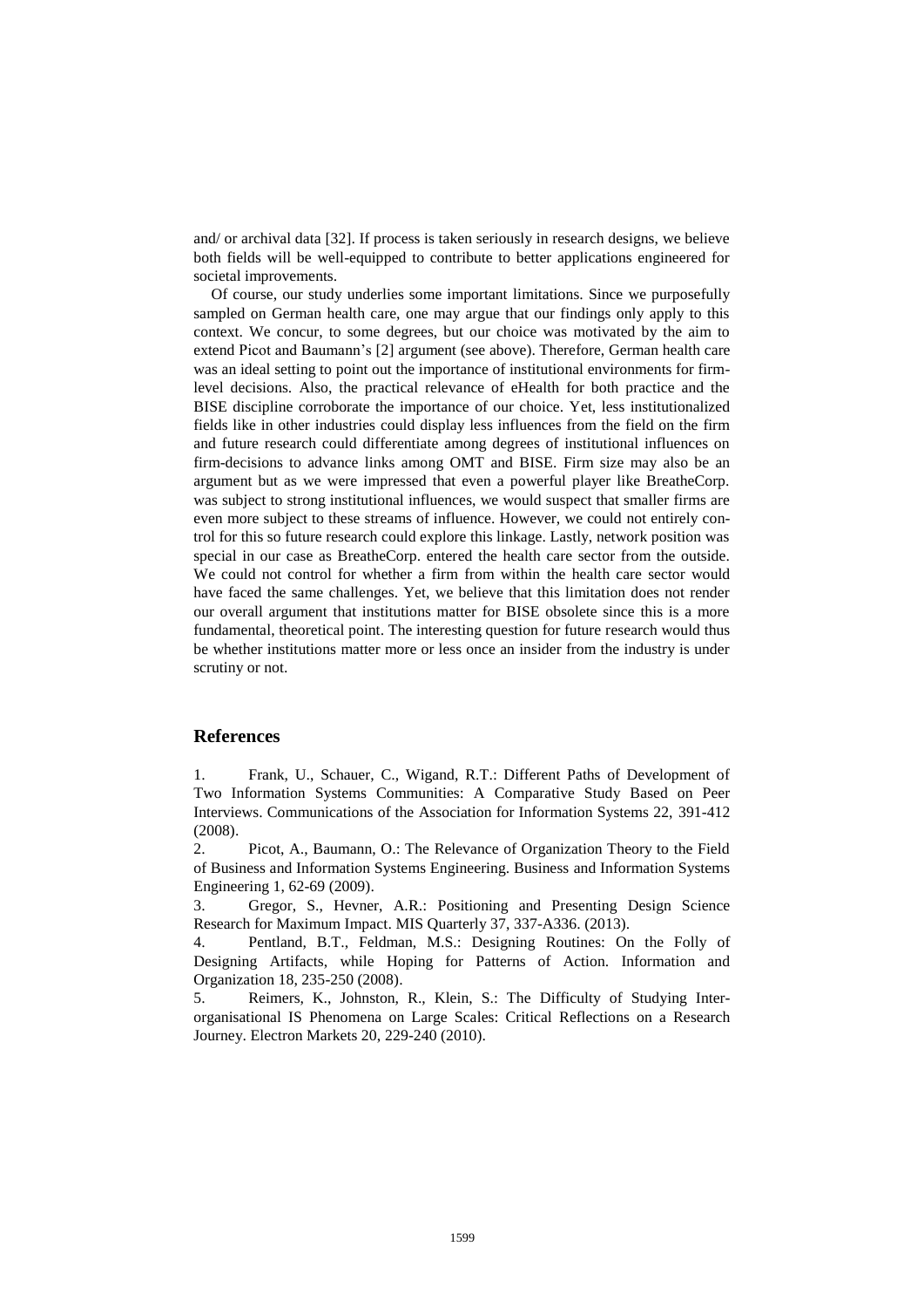and/ or archival data [32]. If process is taken seriously in research designs, we believe both fields will be well-equipped to contribute to better applications engineered for societal improvements.

Of course, our study underlies some important limitations. Since we purposefully sampled on German health care, one may argue that our findings only apply to this context. We concur, to some degrees, but our choice was motivated by the aim to extend Picot and Baumann's [2] argument (see above). Therefore, German health care was an ideal setting to point out the importance of institutional environments for firm-level decisions. Also, the practical relevance of eHealth for both practice and the BISE discipline corroborate the importance of our choice. Yet, less institutionalized fields like in other industries could display less influences from the field on the firm and future research could differentiate among degrees of institutional influences on firm-decisions to advance links among OMT and BISE. Firm size may also be an argument but as we were impressed that even a powerful player like BreatheCorp. was subject to strong institutional influences, we would suspect that smaller firms are even more subject to these streams of influence. However, we could not entirely control for this so future research could explore this linkage. Lastly, network position was special in our case as BreatheCorp. entered the health care sector from the outside. We could not control for whether a firm from within the health care sector would have faced the same challenges. Yet, we believe that this limitation does not render our overall argument that institutions matter for BISE obsolete since this is a more fundamental, theoretical point. The interesting question for future research would thus be whether institutions matter more or less once an insider from the industry is under scrutiny or not.

## References

1. Frank, U., Schauer, C., Wigand, R.T.: Different Paths of Development of Two Information Systems Communities: A Comparative Study Based on Peer Interviews. Communications of the Association for Information Systems 22, 391-412 (2008).
2. Picot, A., Baumann, O.: The Relevance of Organization Theory to the Field of Business and Information Systems Engineering. Business and Information Systems Engineering 1, 62-69 (2009).
3. Gregor, S., Hevner, A.R.: Positioning and Presenting Design Science Research for Maximum Impact. MIS Quarterly 37, 337-A336. (2013).
4. Pentland, B.T., Feldman, M.S.: Designing Routines: On the Folly of Designing Artifacts, while Hoping for Patterns of Action. Information and Organization 18, 235-250 (2008).
5. Reimers, K., Johnston, R., Klein, S.: The Difficulty of Studying Inter-organisational IS Phenomena on Large Scales: Critical Reflections on a Research Journey. Electron Markets 20, 229-240 (2010).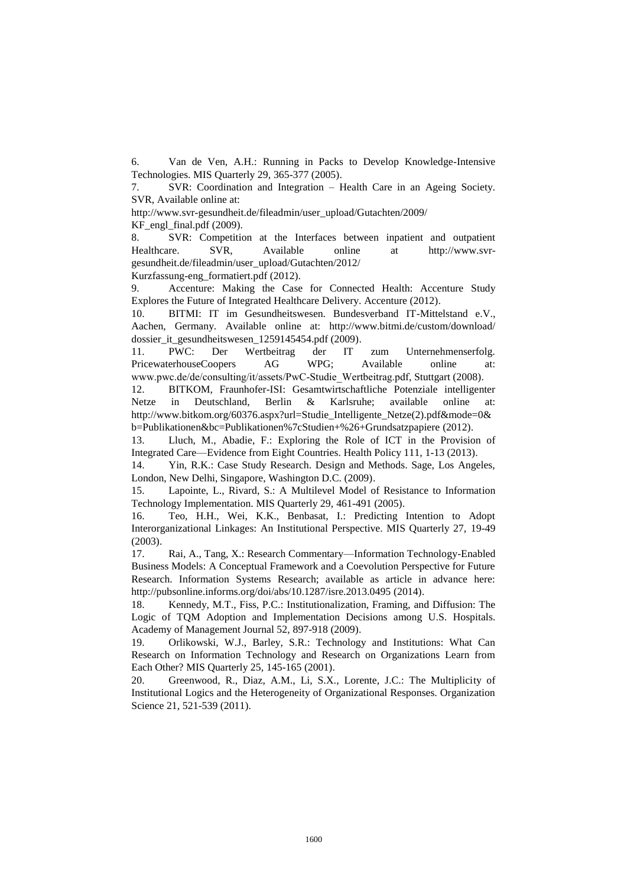6. Van de Ven, A.H.: Running in Packs to Develop Knowledge-Intensive Technologies. MIS Quarterly 29, 365-377 (2005).
7. SVR: Coordination and Integration – Health Care in an Ageing Society. SVR, Available online at: http://www.svr-gesundheit.de/fileadmin/user_upload/Gutachten/2009/KF_engl_final.pdf (2009).
8. SVR: Competition at the Interfaces between inpatient and outpatient Healthcare. SVR, Available online at http://www.svr-gesundheit.de/fileadmin/user_upload/Gutachten/2012/Kurzfassung-eng_formatiert.pdf (2012).
9. Accenture: Making the Case for Connected Health: Accenture Study Explores the Future of Integrated Healthcare Delivery. Accenture (2012).
10. BITMI: IT im Gesundheitswesen. Bundesverband IT-Mittelstand e.V., Aachen, Germany. Available online at: http://www.bitmi.de/custom/download/dossier_it_gesundheitswesen_1259145454.pdf (2009).
11. PWC: Der Wertbeitrag der IT zum Unternehmenserfolg. PricewaterhouseCoopers AG WPG; Available online at: www.pwc.de/de/consulting/it/assets/PwC-Studie_Wertbeitrag.pdf, Stuttgart (2008).
12. BITKOM, Fraunhofer-ISI: Gesamtwirtschaftliche Potenziale intelligenter Netze in Deutschland, Berlin & Karlsruhe; available online at: http://www.bitkom.org/60376.aspx?url=Studie_Intelligente_Netze(2).pdf&mode=0&b=Publikationen&bc=Publikationen%7cStudien+%26+Grundsatzpapiere (2012).
13. Lluch, M., Abadie, F.: Exploring the Role of ICT in the Provision of Integrated Care—Evidence from Eight Countries. Health Policy 111, 1-13 (2013).
14. Yin, R.K.: Case Study Research. Design and Methods. Sage, Los Angeles, London, New Delhi, Singapore, Washington D.C. (2009).
15. Lapointe, L., Rivard, S.: A Multilevel Model of Resistance to Information Technology Implementation. MIS Quarterly 29, 461-491 (2005).
16. Teo, H.H., Wei, K.K., Benbasat, I.: Predicting Intention to Adopt Interorganizational Linkages: An Institutional Perspective. MIS Quarterly 27, 19-49 (2003).
17. Rai, A., Tang, X.: Research Commentary—Information Technology-Enabled Business Models: A Conceptual Framework and a Coevolution Perspective for Future Research. Information Systems Research; available as article in advance here: http://pubsonline.informs.org/doi/abs/10.1287/isre.2013.0495 (2014).
18. Kennedy, M.T., Fiss, P.C.: Institutionalization, Framing, and Diffusion: The Logic of TQM Adoption and Implementation Decisions among U.S. Hospitals. Academy of Management Journal 52, 897-918 (2009).
19. Orlikowski, W.J., Barley, S.R.: Technology and Institutions: What Can Research on Information Technology and Research on Organizations Learn from Each Other? MIS Quarterly 25, 145-165 (2001).
20. Greenwood, R., Diaz, A.M., Li, S.X., Lorente, J.C.: The Multiplicity of Institutional Logics and the Heterogeneity of Organizational Responses. Organization Science 21, 521-539 (2011).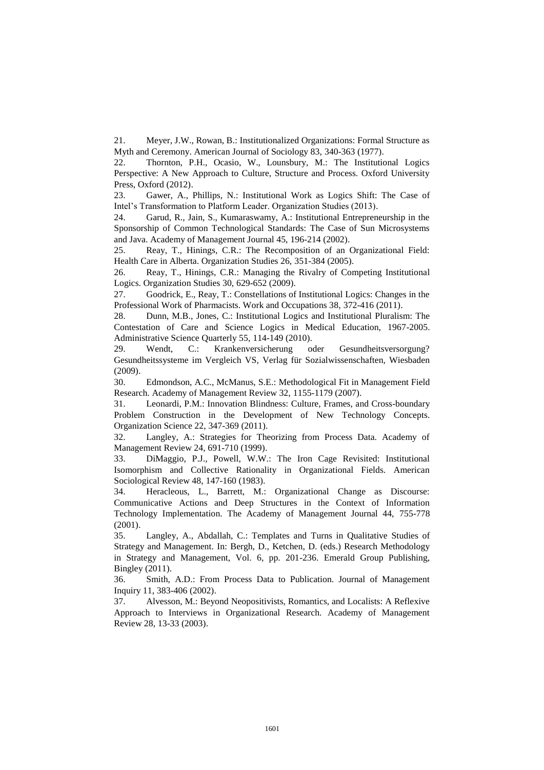21. Meyer, J.W., Rowan, B.: Institutionalized Organizations: Formal Structure as Myth and Ceremony. American Journal of Sociology 83, 340-363 (1977).
22. Thornton, P.H., Ocasio, W., Lounsbury, M.: The Institutional Logics Perspective: A New Approach to Culture, Structure and Process. Oxford University Press, Oxford (2012).
23. Gawer, A., Phillips, N.: Institutional Work as Logics Shift: The Case of Intel's Transformation to Platform Leader. Organization Studies (2013).
24. Garud, R., Jain, S., Kumaraswamy, A.: Institutional Entrepreneurship in the Sponsorship of Common Technological Standards: The Case of Sun Microsystems and Java. Academy of Management Journal 45, 196-214 (2002).
25. Reay, T., Hinings, C.R.: The Recomposition of an Organizational Field: Health Care in Alberta. Organization Studies 26, 351-384 (2005).
26. Reay, T., Hinings, C.R.: Managing the Rivalry of Competing Institutional Logics. Organization Studies 30, 629-652 (2009).
27. Goodrick, E., Reay, T.: Constellations of Institutional Logics: Changes in the Professional Work of Pharmacists. Work and Occupations 38, 372-416 (2011).
28. Dunn, M.B., Jones, C.: Institutional Logics and Institutional Pluralism: The Contestation of Care and Science Logics in Medical Education, 1967-2005. Administrative Science Quarterly 55, 114-149 (2010).
29. Wendt, C.: Krankenversicherung oder Gesundheitsversorgung? Gesundheitssysteme im Vergleich VS, Verlag für Sozialwissenschaften, Wiesbaden (2009).
30. Edmondson, A.C., McManus, S.E.: Methodological Fit in Management Field Research. Academy of Management Review 32, 1155-1179 (2007).
31. Leonardi, P.M.: Innovation Blindness: Culture, Frames, and Cross-boundary Problem Construction in the Development of New Technology Concepts. Organization Science 22, 347-369 (2011).
32. Langley, A.: Strategies for Theorizing from Process Data. Academy of Management Review 24, 691-710 (1999).
33. DiMaggio, P.J., Powell, W.W.: The Iron Cage Revisited: Institutional Isomorphism and Collective Rationality in Organizational Fields. American Sociological Review 48, 147-160 (1983).
34. Heracleous, L., Barrett, M.: Organizational Change as Discourse: Communicative Actions and Deep Structures in the Context of Information Technology Implementation. The Academy of Management Journal 44, 755-778 (2001).
35. Langley, A., Abdallah, C.: Templates and Turns in Qualitative Studies of Strategy and Management. In: Bergh, D., Ketchen, D. (eds.) Research Methodology in Strategy and Management, Vol. 6, pp. 201-236. Emerald Group Publishing, Bingley (2011).
36. Smith, A.D.: From Process Data to Publication. Journal of Management Inquiry 11, 383-406 (2002).
37. Alvesson, M.: Beyond Neopositivists, Romantics, and Localists: A Reflexive Approach to Interviews in Organizational Research. Academy of Management Review 28, 13-33 (2003).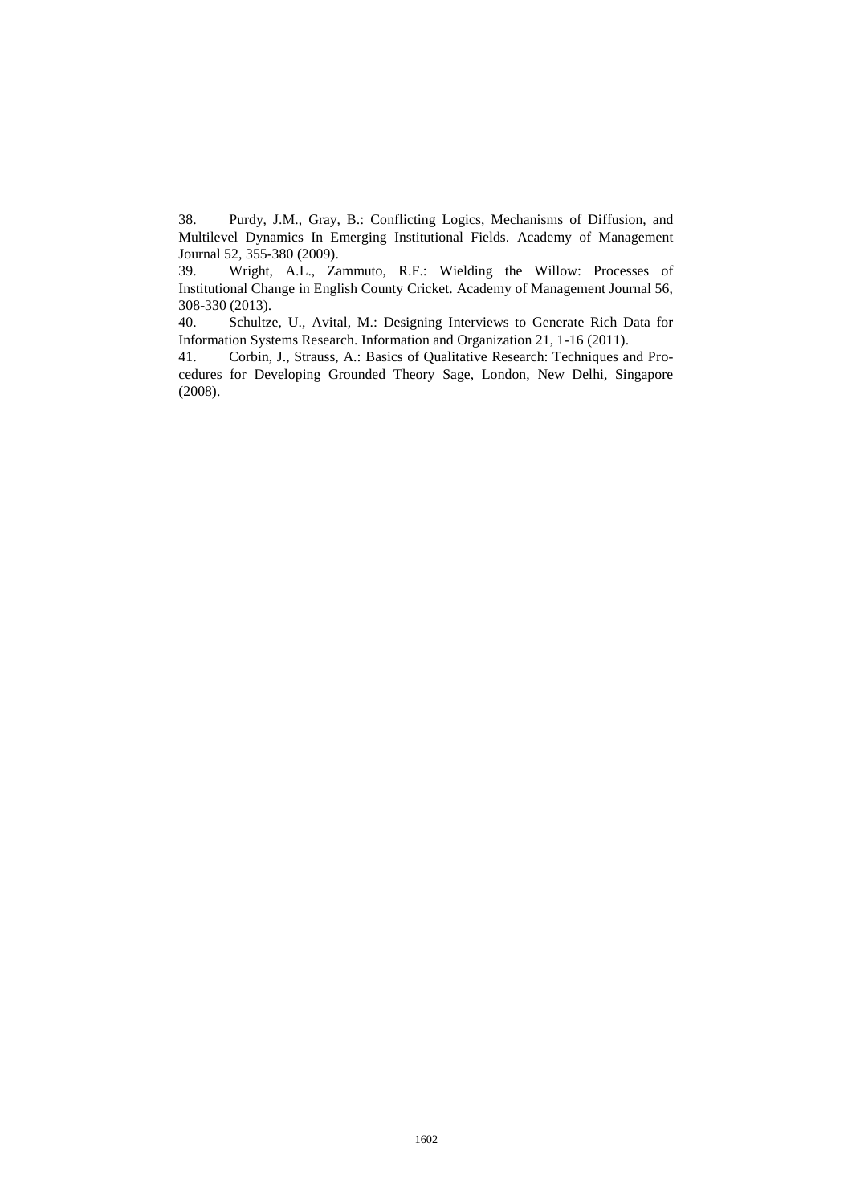38. Purdy, J.M., Gray, B.: Conflicting Logics, Mechanisms of Diffusion, and Multilevel Dynamics In Emerging Institutional Fields. Academy of Management Journal 52, 355-380 (2009).

39. Wright, A.L., Zammuto, R.F.: Wielding the Willow: Processes of Institutional Change in English County Cricket. Academy of Management Journal 56, 308-330 (2013).

40. Schultze, U., Avital, M.: Designing Interviews to Generate Rich Data for Information Systems Research. Information and Organization 21, 1-16 (2011).

41. Corbin, J., Strauss, A.: Basics of Qualitative Research: Techniques and Procedures for Developing Grounded Theory Sage, London, New Delhi, Singapore (2008).